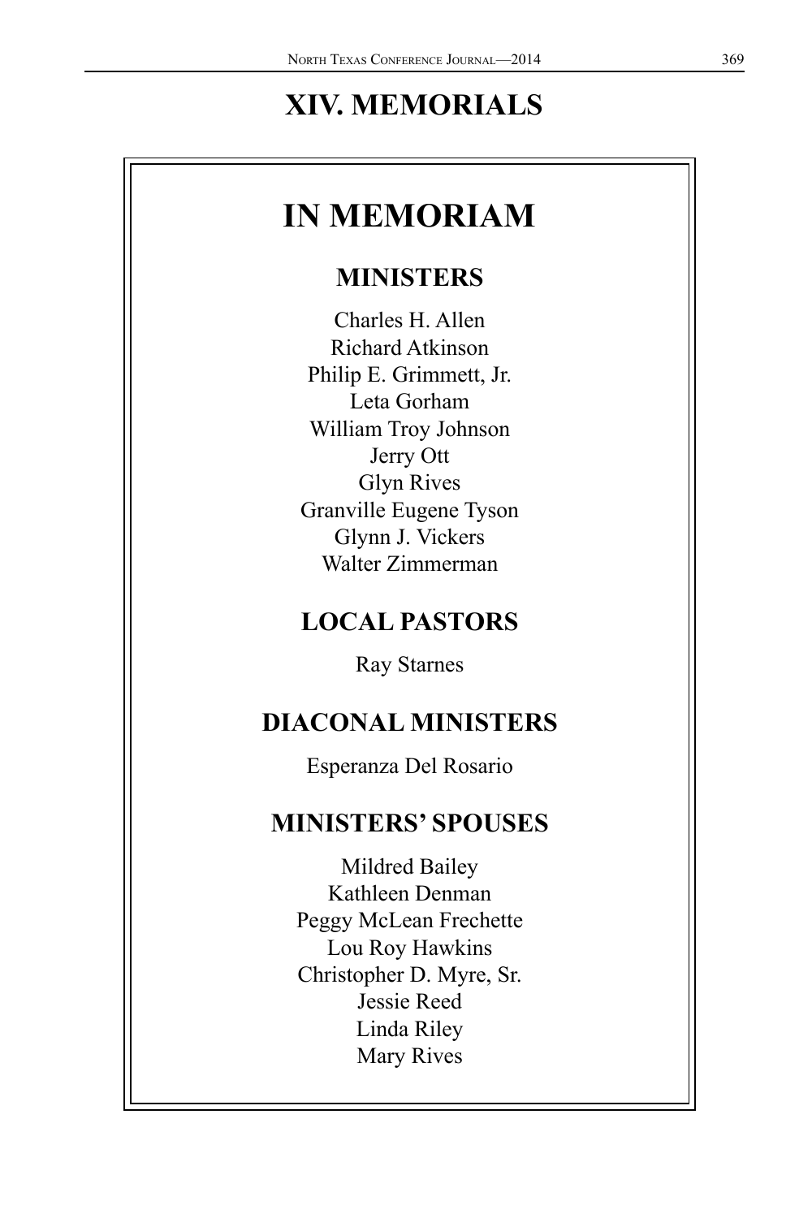# XIV. MEMORIALS

## IN MEMORIAM

### MINISTERS

Charles H. Allen
Richard Atkinson
Philip E. Grimmett, Jr.
Leta Gorham
William Troy Johnson
Jerry Ott
Glyn Rives
Granville Eugene Tyson
Glynn J. Vickers
Walter Zimmerman

### LOCAL PASTORS

Ray Starnes

### DIACONAL MINISTERS

Esperanza Del Rosario

### MINISTERS' SPOUSES

Mildred Bailey
Kathleen Denman
Peggy McLean Frechette
Lou Roy Hawkins
Christopher D. Myre, Sr.
Jessie Reed
Linda Riley
Mary Rives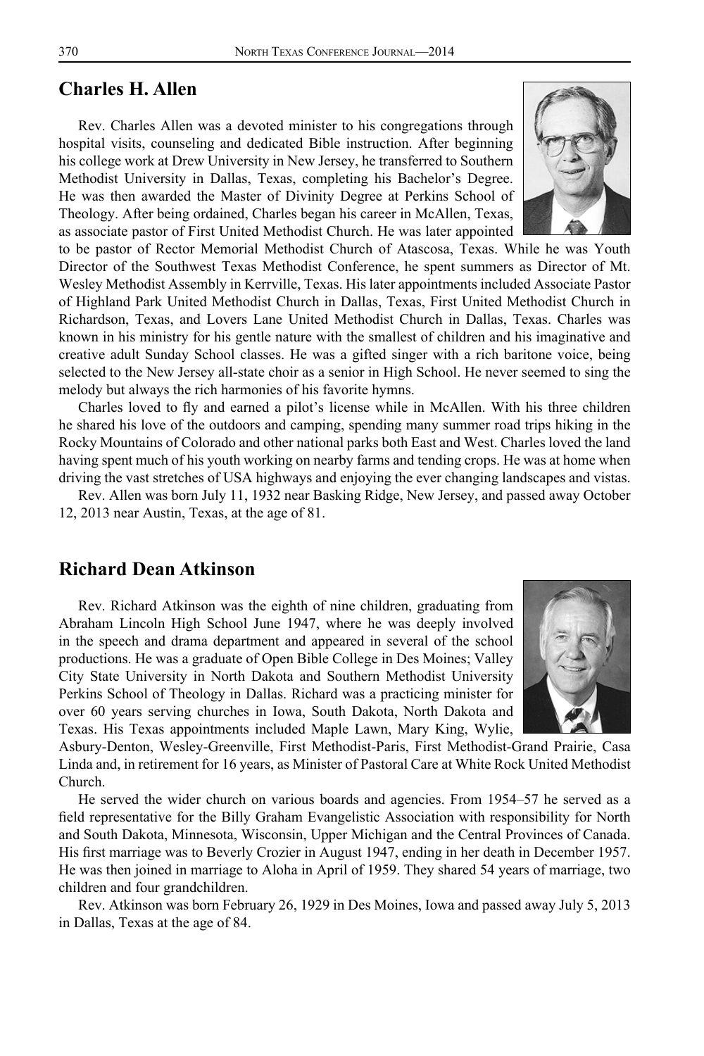## Charles H. Allen

Rev. Charles Allen was a devoted minister to his congregations through hospital visits, counseling and dedicated Bible instruction. After beginning his college work at Drew University in New Jersey, he transferred to Southern Methodist University in Dallas, Texas, completing his Bachelor's Degree. He was then awarded the Master of Divinity Degree at Perkins School of Theology. After being ordained, Charles began his career in McAllen, Texas, as associate pastor of First United Methodist Church. He was later appointed to be pastor of Rector Memorial Methodist Church of Atascosa, Texas. While he was Youth Director of the Southwest Texas Methodist Conference, he spent summers as Director of Mt. Wesley Methodist Assembly in Kerrville, Texas. His later appointments included Associate Pastor of Highland Park United Methodist Church in Dallas, Texas, First United Methodist Church in Richardson, Texas, and Lovers Lane United Methodist Church in Dallas, Texas. Charles was known in his ministry for his gentle nature with the smallest of children and his imaginative and creative adult Sunday School classes. He was a gifted singer with a rich baritone voice, being selected to the New Jersey all-state choir as a senior in High School. He never seemed to sing the melody but always the rich harmonies of his favorite hymns.

Charles loved to fly and earned a pilot's license while in McAllen. With his three children he shared his love of the outdoors and camping, spending many summer road trips hiking in the Rocky Mountains of Colorado and other national parks both East and West. Charles loved the land having spent much of his youth working on nearby farms and tending crops. He was at home when driving the vast stretches of USA highways and enjoying the ever changing landscapes and vistas.

Rev. Allen was born July 11, 1932 near Basking Ridge, New Jersey, and passed away October 12, 2013 near Austin, Texas, at the age of 81.

## Richard Dean Atkinson

Rev. Richard Atkinson was the eighth of nine children, graduating from Abraham Lincoln High School June 1947, where he was deeply involved in the speech and drama department and appeared in several of the school productions. He was a graduate of Open Bible College in Des Moines; Valley City State University in North Dakota and Southern Methodist University Perkins School of Theology in Dallas. Richard was a practicing minister for over 60 years serving churches in Iowa, South Dakota, North Dakota and Texas. His Texas appointments included Maple Lawn, Mary King, Wylie, Asbury-Denton, Wesley-Greenville, First Methodist-Paris, First Methodist-Grand Prairie, Casa Linda and, in retirement for 16 years, as Minister of Pastoral Care at White Rock United Methodist Church.

He served the wider church on various boards and agencies. From 1954–57 he served as a field representative for the Billy Graham Evangelistic Association with responsibility for North and South Dakota, Minnesota, Wisconsin, Upper Michigan and the Central Provinces of Canada. His first marriage was to Beverly Crozier in August 1947, ending in her death in December 1957. He was then joined in marriage to Aloha in April of 1959. They shared 54 years of marriage, two children and four grandchildren.

Rev. Atkinson was born February 26, 1929 in Des Moines, Iowa and passed away July 5, 2013 in Dallas, Texas at the age of 84.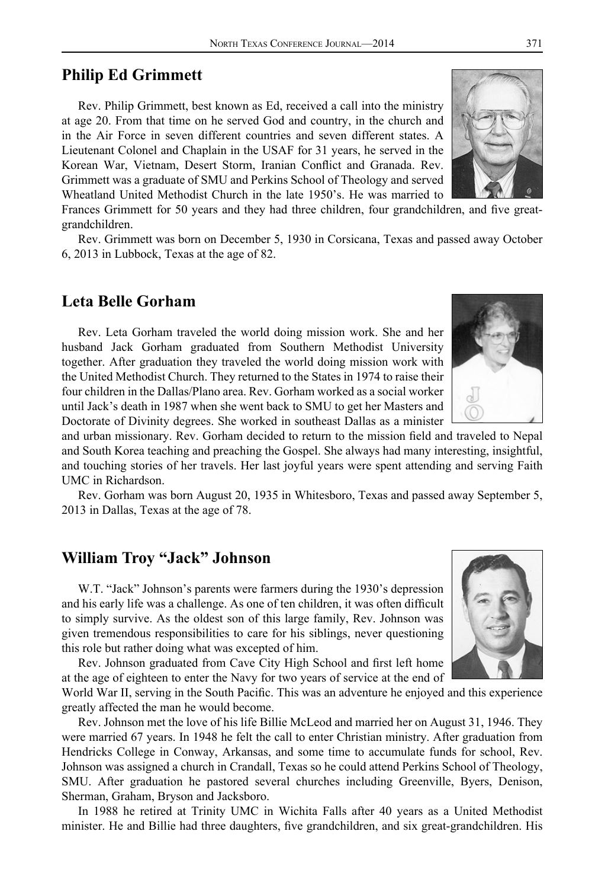## Philip Ed Grimmett

Rev. Philip Grimmett, best known as Ed, received a call into the ministry at age 20. From that time on he served God and country, in the church and in the Air Force in seven different countries and seven different states. A Lieutenant Colonel and Chaplain in the USAF for 31 years, he served in the Korean War, Vietnam, Desert Storm, Iranian Conflict and Granada. Rev. Grimmett was a graduate of SMU and Perkins School of Theology and served Wheatland United Methodist Church in the late 1950's. He was married to Frances Grimmett for 50 years and they had three children, four grandchildren, and five great-grandchildren.

Rev. Grimmett was born on December 5, 1930 in Corsicana, Texas and passed away October 6, 2013 in Lubbock, Texas at the age of 82.

## Leta Belle Gorham

Rev. Leta Gorham traveled the world doing mission work. She and her husband Jack Gorham graduated from Southern Methodist University together. After graduation they traveled the world doing mission work with the United Methodist Church. They returned to the States in 1974 to raise their four children in the Dallas/Plano area. Rev. Gorham worked as a social worker until Jack's death in 1987 when she went back to SMU to get her Masters and Doctorate of Divinity degrees. She worked in southeast Dallas as a minister and urban missionary. Rev. Gorham decided to return to the mission field and traveled to Nepal and South Korea teaching and preaching the Gospel. She always had many interesting, insightful, and touching stories of her travels. Her last joyful years were spent attending and serving Faith UMC in Richardson.

Rev. Gorham was born August 20, 1935 in Whitesboro, Texas and passed away September 5, 2013 in Dallas, Texas at the age of 78.

## William Troy "Jack" Johnson

W.T. "Jack" Johnson's parents were farmers during the 1930's depression and his early life was a challenge. As one of ten children, it was often difficult to simply survive. As the oldest son of this large family, Rev. Johnson was given tremendous responsibilities to care for his siblings, never questioning this role but rather doing what was excepted of him.

Rev. Johnson graduated from Cave City High School and first left home at the age of eighteen to enter the Navy for two years of service at the end of World War II, serving in the South Pacific. This was an adventure he enjoyed and this experience greatly affected the man he would become.

Rev. Johnson met the love of his life Billie McLeod and married her on August 31, 1946. They were married 67 years. In 1948 he felt the call to enter Christian ministry. After graduation from Hendricks College in Conway, Arkansas, and some time to accumulate funds for school, Rev. Johnson was assigned a church in Crandall, Texas so he could attend Perkins School of Theology, SMU. After graduation he pastored several churches including Greenville, Byers, Denison, Sherman, Graham, Bryson and Jacksboro.

In 1988 he retired at Trinity UMC in Wichita Falls after 40 years as a United Methodist minister. He and Billie had three daughters, five grandchildren, and six great-grandchildren. His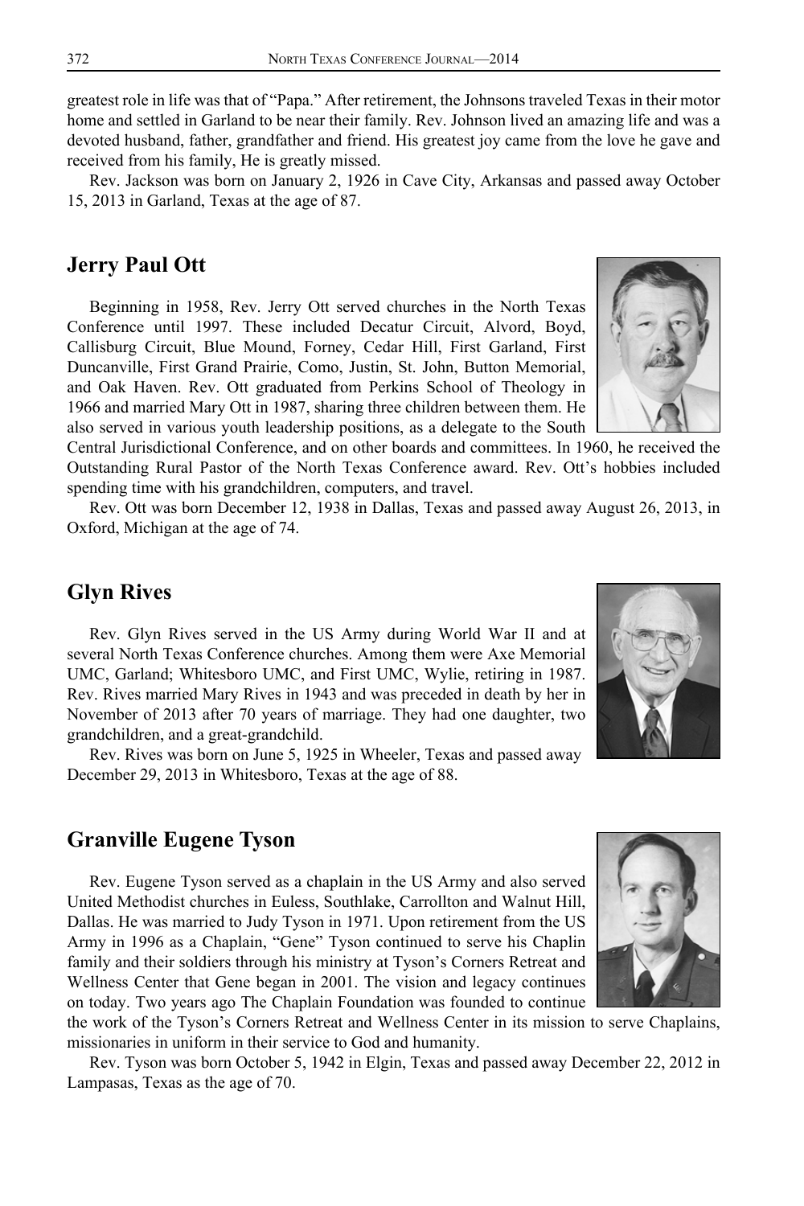greatest role in life was that of "Papa." After retirement, the Johnsons traveled Texas in their motor home and settled in Garland to be near their family. Rev. Johnson lived an amazing life and was a devoted husband, father, grandfather and friend. His greatest joy came from the love he gave and received from his family, He is greatly missed.

Rev. Jackson was born on January 2, 1926 in Cave City, Arkansas and passed away October 15, 2013 in Garland, Texas at the age of 87.

## Jerry Paul Ott

Beginning in 1958, Rev. Jerry Ott served churches in the North Texas Conference until 1997. These included Decatur Circuit, Alvord, Boyd, Callisburg Circuit, Blue Mound, Forney, Cedar Hill, First Garland, First Duncanville, First Grand Prairie, Como, Justin, St. John, Button Memorial, and Oak Haven. Rev. Ott graduated from Perkins School of Theology in 1966 and married Mary Ott in 1987, sharing three children between them. He also served in various youth leadership positions, as a delegate to the South Central Jurisdictional Conference, and on other boards and committees. In 1960, he received the Outstanding Rural Pastor of the North Texas Conference award. Rev. Ott's hobbies included spending time with his grandchildren, computers, and travel.

Rev. Ott was born December 12, 1938 in Dallas, Texas and passed away August 26, 2013, in Oxford, Michigan at the age of 74.

## Glyn Rives

Rev. Glyn Rives served in the US Army during World War II and at several North Texas Conference churches. Among them were Axe Memorial UMC, Garland; Whitesboro UMC, and First UMC, Wylie, retiring in 1987. Rev. Rives married Mary Rives in 1943 and was preceded in death by her in November of 2013 after 70 years of marriage. They had one daughter, two grandchildren, and a great-grandchild.

Rev. Rives was born on June 5, 1925 in Wheeler, Texas and passed away December 29, 2013 in Whitesboro, Texas at the age of 88.

## Granville Eugene Tyson

Rev. Eugene Tyson served as a chaplain in the US Army and also served United Methodist churches in Euless, Southlake, Carrollton and Walnut Hill, Dallas. He was married to Judy Tyson in 1971. Upon retirement from the US Army in 1996 as a Chaplain, "Gene" Tyson continued to serve his Chaplin family and their soldiers through his ministry at Tyson's Corners Retreat and Wellness Center that Gene began in 2001. The vision and legacy continues on today. Two years ago The Chaplain Foundation was founded to continue the work of the Tyson's Corners Retreat and Wellness Center in its mission to serve Chaplains, missionaries in uniform in their service to God and humanity.

Rev. Tyson was born October 5, 1942 in Elgin, Texas and passed away December 22, 2012 in Lampasas, Texas as the age of 70.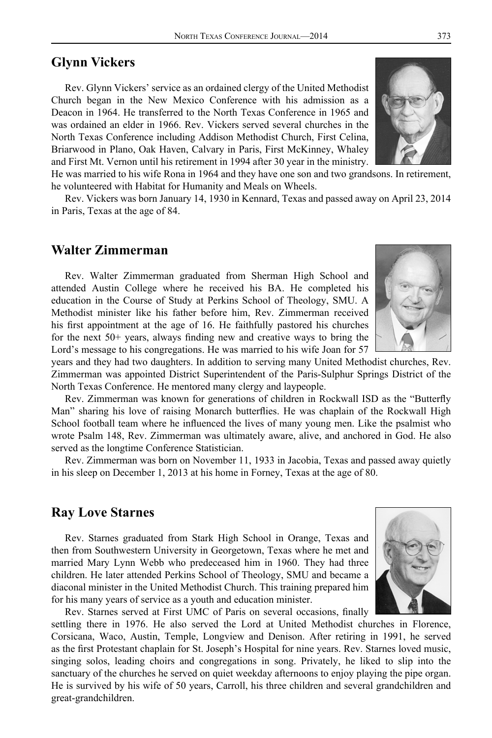## Glynn Vickers

Rev. Glynn Vickers' service as an ordained clergy of the United Methodist Church began in the New Mexico Conference with his admission as a Deacon in 1964. He transferred to the North Texas Conference in 1965 and was ordained an elder in 1966. Rev. Vickers served several churches in the North Texas Conference including Addison Methodist Church, First Celina, Briarwood in Plano, Oak Haven, Calvary in Paris, First McKinney, Whaley and First Mt. Vernon until his retirement in 1994 after 30 year in the ministry. He was married to his wife Rona in 1964 and they have one son and two grandsons. In retirement, he volunteered with Habitat for Humanity and Meals on Wheels.

Rev. Vickers was born January 14, 1930 in Kennard, Texas and passed away on April 23, 2014 in Paris, Texas at the age of 84.

## Walter Zimmerman

Rev. Walter Zimmerman graduated from Sherman High School and attended Austin College where he received his BA. He completed his education in the Course of Study at Perkins School of Theology, SMU. A Methodist minister like his father before him, Rev. Zimmerman received his first appointment at the age of 16. He faithfully pastored his churches for the next 50+ years, always finding new and creative ways to bring the Lord's message to his congregations. He was married to his wife Joan for 57 years and they had two daughters. In addition to serving many United Methodist churches, Rev. Zimmerman was appointed District Superintendent of the Paris-Sulphur Springs District of the North Texas Conference. He mentored many clergy and laypeople.

Rev. Zimmerman was known for generations of children in Rockwall ISD as the "Butterfly Man" sharing his love of raising Monarch butterflies. He was chaplain of the Rockwall High School football team where he influenced the lives of many young men. Like the psalmist who wrote Psalm 148, Rev. Zimmerman was ultimately aware, alive, and anchored in God. He also served as the longtime Conference Statistician.

Rev. Zimmerman was born on November 11, 1933 in Jacobia, Texas and passed away quietly in his sleep on December 1, 2013 at his home in Forney, Texas at the age of 80.

## Ray Love Starnes

Rev. Starnes graduated from Stark High School in Orange, Texas and then from Southwestern University in Georgetown, Texas where he met and married Mary Lynn Webb who predeceased him in 1960. They had three children. He later attended Perkins School of Theology, SMU and became a diaconal minister in the United Methodist Church. This training prepared him for his many years of service as a youth and education minister.

Rev. Starnes served at First UMC of Paris on several occasions, finally settling there in 1976. He also served the Lord at United Methodist churches in Florence, Corsicana, Waco, Austin, Temple, Longview and Denison. After retiring in 1991, he served as the first Protestant chaplain for St. Joseph's Hospital for nine years. Rev. Starnes loved music, singing solos, leading choirs and congregations in song. Privately, he liked to slip into the sanctuary of the churches he served on quiet weekday afternoons to enjoy playing the pipe organ. He is survived by his wife of 50 years, Carroll, his three children and several grandchildren and great-grandchildren.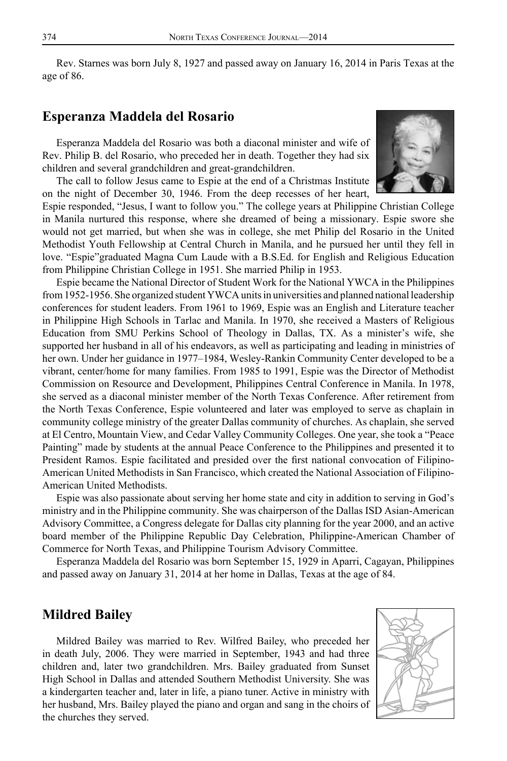Rev. Starnes was born July 8, 1927 and passed away on January 16, 2014 in Paris Texas at the age of 86.

## Esperanza Maddela del Rosario

Esperanza Maddela del Rosario was both a diaconal minister and wife of Rev. Philip B. del Rosario, who preceded her in death. Together they had six children and several grandchildren and great-grandchildren.

The call to follow Jesus came to Espie at the end of a Christmas Institute on the night of December 30, 1946. From the deep recesses of her heart, Espie responded, "Jesus, I want to follow you." The college years at Philippine Christian College in Manila nurtured this response, where she dreamed of being a missionary. Espie swore she would not get married, but when she was in college, she met Philip del Rosario in the United Methodist Youth Fellowship at Central Church in Manila, and he pursued her until they fell in love. "Espie"graduated Magna Cum Laude with a B.S.Ed. for English and Religious Education from Philippine Christian College in 1951. She married Philip in 1953.

Espie became the National Director of Student Work for the National YWCA in the Philippines from 1952-1956. She organized student YWCA units in universities and planned national leadership conferences for student leaders. From 1961 to 1969, Espie was an English and Literature teacher in Philippine High Schools in Tarlac and Manila. In 1970, she received a Masters of Religious Education from SMU Perkins School of Theology in Dallas, TX. As a minister's wife, she supported her husband in all of his endeavors, as well as participating and leading in ministries of her own. Under her guidance in 1977–1984, Wesley-Rankin Community Center developed to be a vibrant, center/home for many families. From 1985 to 1991, Espie was the Director of Methodist Commission on Resource and Development, Philippines Central Conference in Manila. In 1978, she served as a diaconal minister member of the North Texas Conference. After retirement from the North Texas Conference, Espie volunteered and later was employed to serve as chaplain in community college ministry of the greater Dallas community of churches. As chaplain, she served at El Centro, Mountain View, and Cedar Valley Community Colleges. One year, she took a "Peace Painting" made by students at the annual Peace Conference to the Philippines and presented it to President Ramos. Espie facilitated and presided over the first national convocation of Filipino-American United Methodists in San Francisco, which created the National Association of Filipino-American United Methodists.

Espie was also passionate about serving her home state and city in addition to serving in God's ministry and in the Philippine community. She was chairperson of the Dallas ISD Asian-American Advisory Committee, a Congress delegate for Dallas city planning for the year 2000, and an active board member of the Philippine Republic Day Celebration, Philippine-American Chamber of Commerce for North Texas, and Philippine Tourism Advisory Committee.

Esperanza Maddela del Rosario was born September 15, 1929 in Aparri, Cagayan, Philippines and passed away on January 31, 2014 at her home in Dallas, Texas at the age of 84.

## Mildred Bailey

Mildred Bailey was married to Rev. Wilfred Bailey, who preceded her in death July, 2006. They were married in September, 1943 and had three children and, later two grandchildren. Mrs. Bailey graduated from Sunset High School in Dallas and attended Southern Methodist University. She was a kindergarten teacher and, later in life, a piano tuner. Active in ministry with her husband, Mrs. Bailey played the piano and organ and sang in the choirs of the churches they served.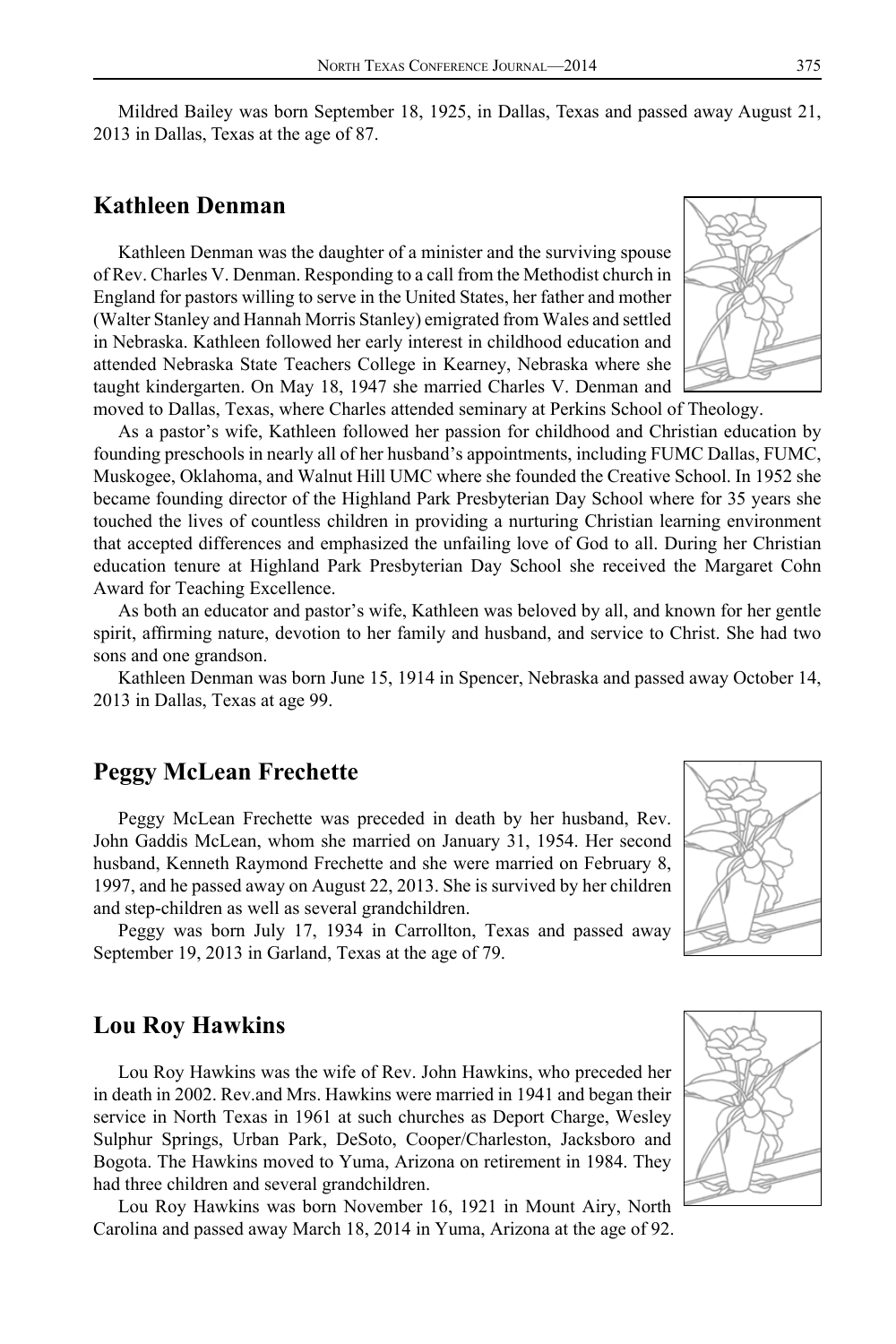Mildred Bailey was born September 18, 1925, in Dallas, Texas and passed away August 21, 2013 in Dallas, Texas at the age of 87.

## Kathleen Denman

Kathleen Denman was the daughter of a minister and the surviving spouse of Rev. Charles V. Denman. Responding to a call from the Methodist church in England for pastors willing to serve in the United States, her father and mother (Walter Stanley and Hannah Morris Stanley) emigrated from Wales and settled in Nebraska. Kathleen followed her early interest in childhood education and attended Nebraska State Teachers College in Kearney, Nebraska where she taught kindergarten. On May 18, 1947 she married Charles V. Denman and moved to Dallas, Texas, where Charles attended seminary at Perkins School of Theology.

As a pastor's wife, Kathleen followed her passion for childhood and Christian education by founding preschools in nearly all of her husband's appointments, including FUMC Dallas, FUMC, Muskogee, Oklahoma, and Walnut Hill UMC where she founded the Creative School. In 1952 she became founding director of the Highland Park Presbyterian Day School where for 35 years she touched the lives of countless children in providing a nurturing Christian learning environment that accepted differences and emphasized the unfailing love of God to all. During her Christian education tenure at Highland Park Presbyterian Day School she received the Margaret Cohn Award for Teaching Excellence.

As both an educator and pastor's wife, Kathleen was beloved by all, and known for her gentle spirit, affirming nature, devotion to her family and husband, and service to Christ. She had two sons and one grandson.

Kathleen Denman was born June 15, 1914 in Spencer, Nebraska and passed away October 14, 2013 in Dallas, Texas at age 99.

## Peggy McLean Frechette

Peggy McLean Frechette was preceded in death by her husband, Rev. John Gaddis McLean, whom she married on January 31, 1954. Her second husband, Kenneth Raymond Frechette and she were married on February 8, 1997, and he passed away on August 22, 2013. She is survived by her children and step-children as well as several grandchildren.

Peggy was born July 17, 1934 in Carrollton, Texas and passed away September 19, 2013 in Garland, Texas at the age of 79.

## Lou Roy Hawkins

Lou Roy Hawkins was the wife of Rev. John Hawkins, who preceded her in death in 2002. Rev.and Mrs. Hawkins were married in 1941 and began their service in North Texas in 1961 at such churches as Deport Charge, Wesley Sulphur Springs, Urban Park, DeSoto, Cooper/Charleston, Jacksboro and Bogota. The Hawkins moved to Yuma, Arizona on retirement in 1984. They had three children and several grandchildren.

Lou Roy Hawkins was born November 16, 1921 in Mount Airy, North Carolina and passed away March 18, 2014 in Yuma, Arizona at the age of 92.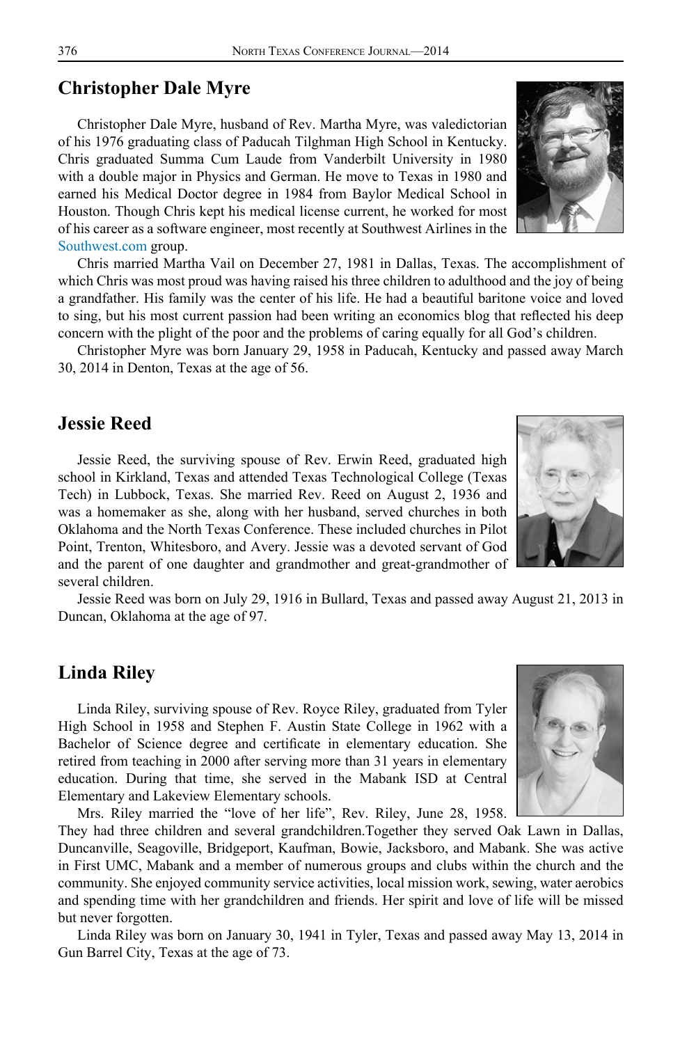## Christopher Dale Myre

Christopher Dale Myre, husband of Rev. Martha Myre, was valedictorian of his 1976 graduating class of Paducah Tilghman High School in Kentucky. Chris graduated Summa Cum Laude from Vanderbilt University in 1980 with a double major in Physics and German. He move to Texas in 1980 and earned his Medical Doctor degree in 1984 from Baylor Medical School in Houston. Though Chris kept his medical license current, he worked for most of his career as a software engineer, most recently at Southwest Airlines in the Southwest.com group.

Chris married Martha Vail on December 27, 1981 in Dallas, Texas. The accomplishment of which Chris was most proud was having raised his three children to adulthood and the joy of being a grandfather. His family was the center of his life. He had a beautiful baritone voice and loved to sing, but his most current passion had been writing an economics blog that reflected his deep concern with the plight of the poor and the problems of caring equally for all God's children.

Christopher Myre was born January 29, 1958 in Paducah, Kentucky and passed away March 30, 2014 in Denton, Texas at the age of 56.

## Jessie Reed

Jessie Reed, the surviving spouse of Rev. Erwin Reed, graduated high school in Kirkland, Texas and attended Texas Technological College (Texas Tech) in Lubbock, Texas. She married Rev. Reed on August 2, 1936 and was a homemaker as she, along with her husband, served churches in both Oklahoma and the North Texas Conference. These included churches in Pilot Point, Trenton, Whitesboro, and Avery. Jessie was a devoted servant of God and the parent of one daughter and grandmother and great-grandmother of several children.

Jessie Reed was born on July 29, 1916 in Bullard, Texas and passed away August 21, 2013 in Duncan, Oklahoma at the age of 97.

## Linda Riley

Linda Riley, surviving spouse of Rev. Royce Riley, graduated from Tyler High School in 1958 and Stephen F. Austin State College in 1962 with a Bachelor of Science degree and certificate in elementary education. She retired from teaching in 2000 after serving more than 31 years in elementary education. During that time, she served in the Mabank ISD at Central Elementary and Lakeview Elementary schools.

Mrs. Riley married the "love of her life", Rev. Riley, June 28, 1958. They had three children and several grandchildren.Together they served Oak Lawn in Dallas, Duncanville, Seagoville, Bridgeport, Kaufman, Bowie, Jacksboro, and Mabank. She was active in First UMC, Mabank and a member of numerous groups and clubs within the church and the community. She enjoyed community service activities, local mission work, sewing, water aerobics and spending time with her grandchildren and friends. Her spirit and love of life will be missed but never forgotten.

Linda Riley was born on January 30, 1941 in Tyler, Texas and passed away May 13, 2014 in Gun Barrel City, Texas at the age of 73.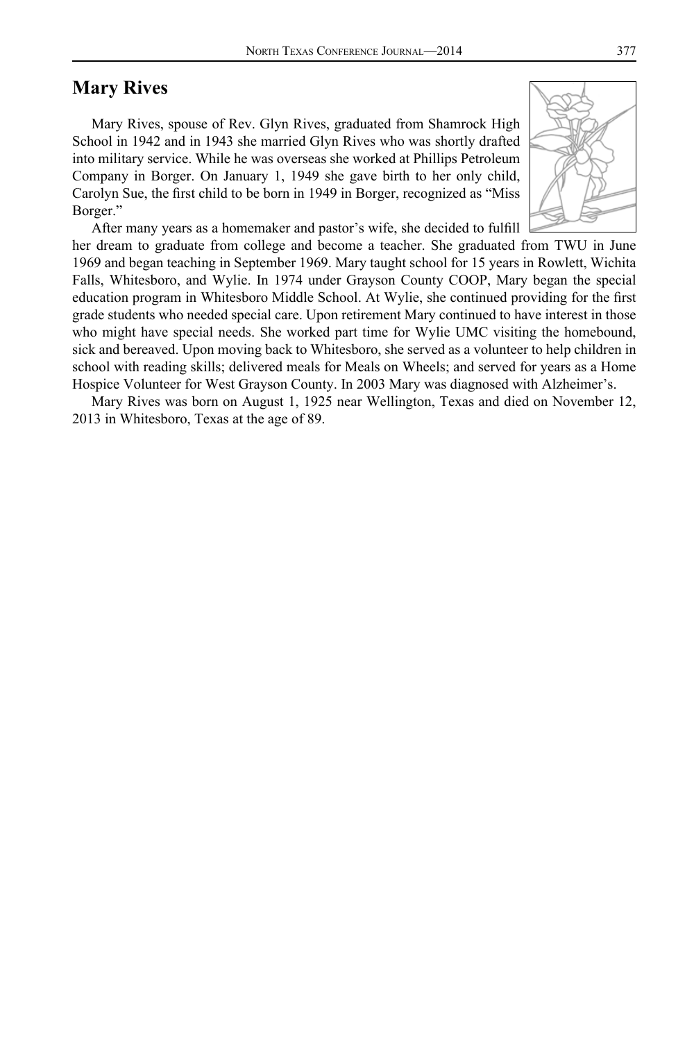## Mary Rives

Mary Rives, spouse of Rev. Glyn Rives, graduated from Shamrock High School in 1942 and in 1943 she married Glyn Rives who was shortly drafted into military service. While he was overseas she worked at Phillips Petroleum Company in Borger. On January 1, 1949 she gave birth to her only child, Carolyn Sue, the first child to be born in 1949 in Borger, recognized as "Miss Borger."

After many years as a homemaker and pastor's wife, she decided to fulfill her dream to graduate from college and become a teacher. She graduated from TWU in June 1969 and began teaching in September 1969. Mary taught school for 15 years in Rowlett, Wichita Falls, Whitesboro, and Wylie. In 1974 under Grayson County COOP, Mary began the special education program in Whitesboro Middle School. At Wylie, she continued providing for the first grade students who needed special care. Upon retirement Mary continued to have interest in those who might have special needs. She worked part time for Wylie UMC visiting the homebound, sick and bereaved. Upon moving back to Whitesboro, she served as a volunteer to help children in school with reading skills; delivered meals for Meals on Wheels; and served for years as a Home Hospice Volunteer for West Grayson County. In 2003 Mary was diagnosed with Alzheimer's.

Mary Rives was born on August 1, 1925 near Wellington, Texas and died on November 12, 2013 in Whitesboro, Texas at the age of 89.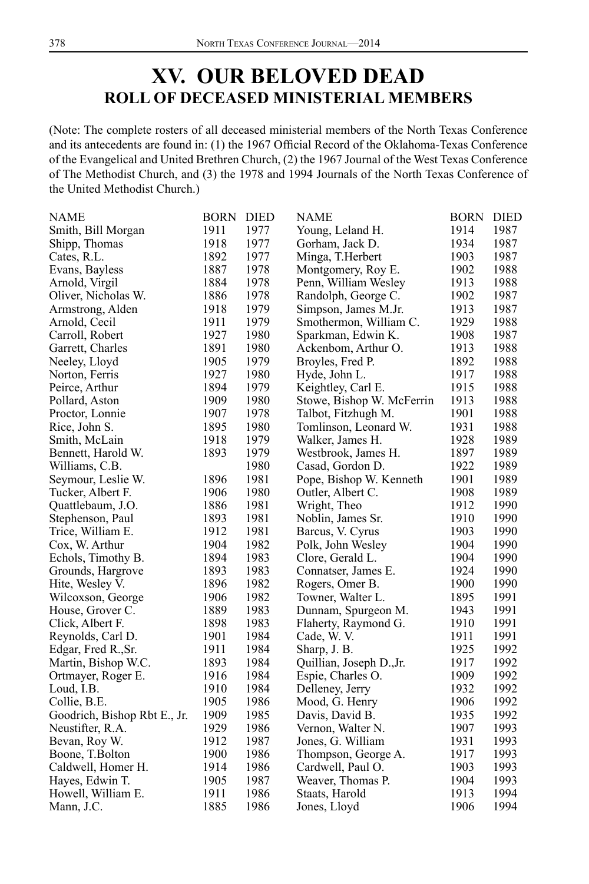# XV. OUR BELOVED DEAD

## ROLL OF DECEASED MINISTERIAL MEMBERS

(Note: The complete rosters of all deceased ministerial members of the North Texas Conference and its antecedents are found in: (1) the 1967 Official Record of the Oklahoma-Texas Conference of the Evangelical and United Brethren Church, (2) the 1967 Journal of the West Texas Conference of The Methodist Church, and (3) the 1978 and 1994 Journals of the North Texas Conference of the United Methodist Church.)

| NAME | BORN | DIED |
|---|---|---|
| Smith, Bill Morgan | 1911 | 1977 |
| Shipp, Thomas | 1918 | 1977 |
| Cates, R.L. | 1892 | 1977 |
| Evans, Bayless | 1887 | 1978 |
| Arnold, Virgil | 1884 | 1978 |
| Oliver, Nicholas W. | 1886 | 1978 |
| Armstrong, Alden | 1918 | 1979 |
| Arnold, Cecil | 1911 | 1979 |
| Carroll, Robert | 1927 | 1980 |
| Garrett, Charles | 1891 | 1980 |
| Neeley, Lloyd | 1905 | 1979 |
| Norton, Ferris | 1927 | 1980 |
| Peirce, Arthur | 1894 | 1979 |
| Pollard, Aston | 1909 | 1980 |
| Proctor, Lonnie | 1907 | 1978 |
| Rice, John S. | 1895 | 1980 |
| Smith, McLain | 1918 | 1979 |
| Bennett, Harold W. | 1893 | 1979 |
| Williams, C.B. | | 1980 |
| Seymour, Leslie W. | 1896 | 1981 |
| Tucker, Albert F. | 1906 | 1980 |
| Quattlebaum, J.O. | 1886 | 1981 |
| Stephenson, Paul | 1893 | 1981 |
| Trice, William E. | 1912 | 1981 |
| Cox, W. Arthur | 1904 | 1982 |
| Echols, Timothy B. | 1894 | 1983 |
| Grounds, Hargrove | 1893 | 1983 |
| Hite, Wesley V. | 1896 | 1982 |
| Wilcoxson, George | 1906 | 1982 |
| House, Grover C. | 1889 | 1983 |
| Click, Albert F. | 1898 | 1983 |
| Reynolds, Carl D. | 1901 | 1984 |
| Edgar, Fred R.,Sr. | 1911 | 1984 |
| Martin, Bishop W.C. | 1893 | 1984 |
| Ortmayer, Roger E. | 1916 | 1984 |
| Loud, I.B. | 1910 | 1984 |
| Collie, B.E. | 1905 | 1986 |
| Goodrich, Bishop Rbt E., Jr. | 1909 | 1985 |
| Neustifter, R.A. | 1929 | 1986 |
| Bevan, Roy W. | 1912 | 1987 |
| Boone, T.Bolton | 1900 | 1986 |
| Caldwell, Homer H. | 1914 | 1986 |
| Hayes, Edwin T. | 1905 | 1987 |
| Howell, William E. | 1911 | 1986 |
| Mann, J.C. | 1885 | 1986 |
| Young, Leland H. | 1914 | 1987 |
| Gorham, Jack D. | 1934 | 1987 |
| Minga, T.Herbert | 1903 | 1987 |
| Montgomery, Roy E. | 1902 | 1988 |
| Penn, William Wesley | 1913 | 1988 |
| Randolph, George C. | 1902 | 1987 |
| Simpson, James M.Jr. | 1913 | 1987 |
| Smothermon, William C. | 1929 | 1988 |
| Sparkman, Edwin K. | 1908 | 1987 |
| Ackenbom, Arthur O. | 1913 | 1988 |
| Broyles, Fred P. | 1892 | 1988 |
| Hyde, John L. | 1917 | 1988 |
| Keightley, Carl E. | 1915 | 1988 |
| Stowe, Bishop W. McFerrin | 1913 | 1988 |
| Talbot, Fitzhugh M. | 1901 | 1988 |
| Tomlinson, Leonard W. | 1931 | 1988 |
| Walker, James H. | 1928 | 1989 |
| Westbrook, James H. | 1897 | 1989 |
| Casad, Gordon D. | 1922 | 1989 |
| Pope, Bishop W. Kenneth | 1901 | 1989 |
| Outler, Albert C. | 1908 | 1989 |
| Wright, Theo | 1912 | 1990 |
| Noblin, James Sr. | 1910 | 1990 |
| Barcus, V. Cyrus | 1903 | 1990 |
| Polk, John Wesley | 1904 | 1990 |
| Clore, Gerald L. | 1904 | 1990 |
| Connatser, James E. | 1924 | 1990 |
| Rogers, Omer B. | 1900 | 1990 |
| Towner, Walter L. | 1895 | 1991 |
| Dunnam, Spurgeon M. | 1943 | 1991 |
| Flaherty, Raymond G. | 1910 | 1991 |
| Cade, W. V. | 1911 | 1991 |
| Sharp, J. B. | 1925 | 1992 |
| Quillian, Joseph D.,Jr. | 1917 | 1992 |
| Espie, Charles O. | 1909 | 1992 |
| Delleney, Jerry | 1932 | 1992 |
| Mood, G. Henry | 1906 | 1992 |
| Davis, David B. | 1935 | 1992 |
| Vernon, Walter N. | 1907 | 1993 |
| Jones, G. William | 1931 | 1993 |
| Thompson, George A. | 1917 | 1993 |
| Cardwell, Paul O. | 1903 | 1993 |
| Weaver, Thomas P. | 1904 | 1993 |
| Staats, Harold | 1913 | 1994 |
| Jones, Lloyd | 1906 | 1994 |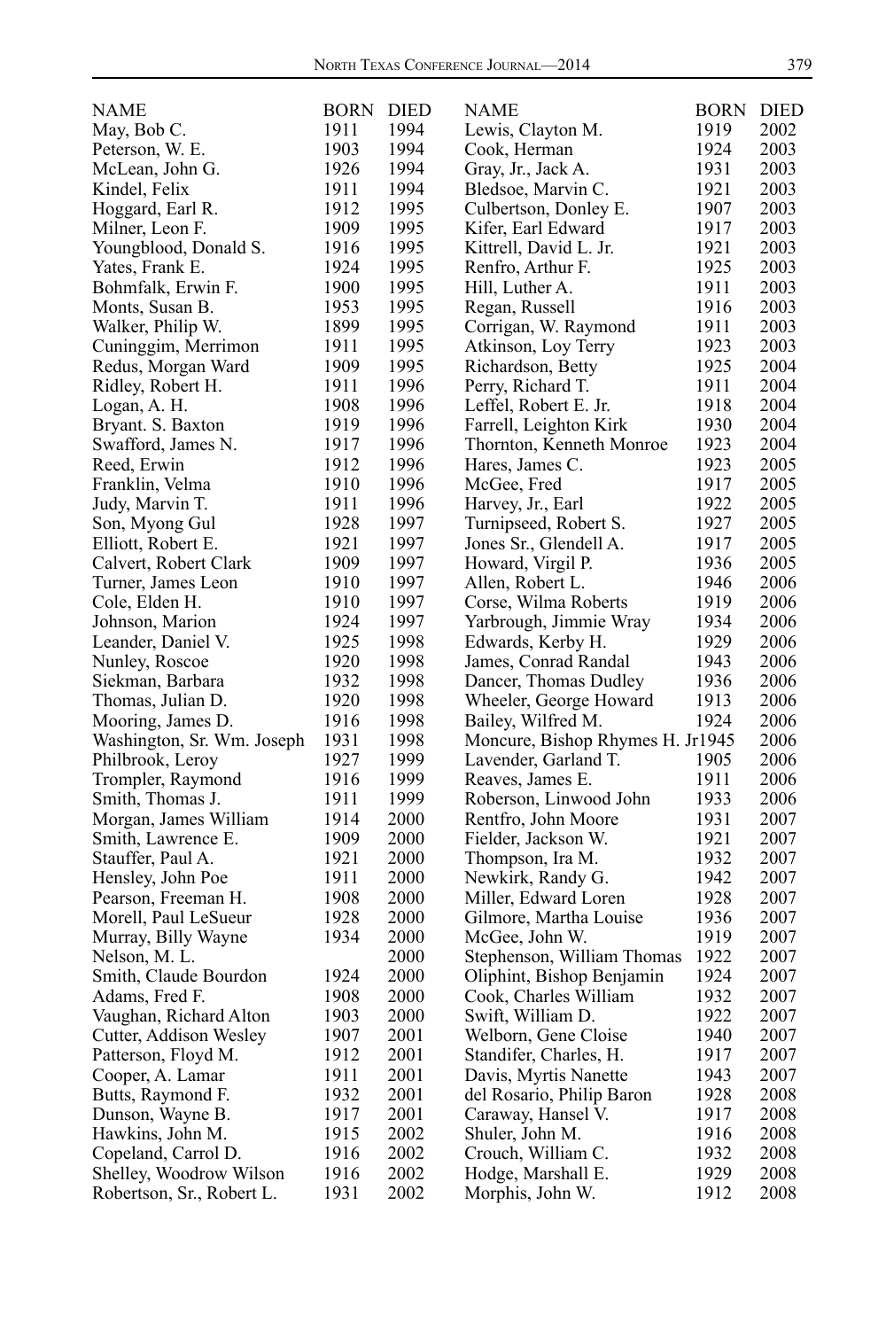| NAME | BORN | DIED |
|---|---|---|
| May, Bob C. | 1911 | 1994 |
| Peterson, W. E. | 1903 | 1994 |
| McLean, John G. | 1926 | 1994 |
| Kindel, Felix | 1911 | 1994 |
| Hoggard, Earl R. | 1912 | 1995 |
| Milner, Leon F. | 1909 | 1995 |
| Youngblood, Donald S. | 1916 | 1995 |
| Yates, Frank E. | 1924 | 1995 |
| Bohmfalk, Erwin F. | 1900 | 1995 |
| Monts, Susan B. | 1953 | 1995 |
| Walker, Philip W. | 1899 | 1995 |
| Cuninggim, Merrimon | 1911 | 1995 |
| Redus, Morgan Ward | 1909 | 1995 |
| Ridley, Robert H. | 1911 | 1996 |
| Logan, A. H. | 1908 | 1996 |
| Bryant. S. Baxton | 1919 | 1996 |
| Swafford, James N. | 1917 | 1996 |
| Reed, Erwin | 1912 | 1996 |
| Franklin, Velma | 1910 | 1996 |
| Judy, Marvin T. | 1911 | 1996 |
| Son, Myong Gul | 1928 | 1997 |
| Elliott, Robert E. | 1921 | 1997 |
| Calvert, Robert Clark | 1909 | 1997 |
| Turner, James Leon | 1910 | 1997 |
| Cole, Elden H. | 1910 | 1997 |
| Johnson, Marion | 1924 | 1997 |
| Leander, Daniel V. | 1925 | 1998 |
| Nunley, Roscoe | 1920 | 1998 |
| Siekman, Barbara | 1932 | 1998 |
| Thomas, Julian D. | 1920 | 1998 |
| Mooring, James D. | 1916 | 1998 |
| Washington, Sr. Wm. Joseph | 1931 | 1998 |
| Philbrook, Leroy | 1927 | 1999 |
| Trompler, Raymond | 1916 | 1999 |
| Smith, Thomas J. | 1911 | 1999 |
| Morgan, James William | 1914 | 2000 |
| Smith, Lawrence E. | 1909 | 2000 |
| Stauffer, Paul A. | 1921 | 2000 |
| Hensley, John Poe | 1911 | 2000 |
| Pearson, Freeman H. | 1908 | 2000 |
| Morell, Paul LeSueur | 1928 | 2000 |
| Murray, Billy Wayne | 1934 | 2000 |
| Nelson, M. L. | | 2000 |
| Smith, Claude Bourdon | 1924 | 2000 |
| Adams, Fred F. | 1908 | 2000 |
| Vaughan, Richard Alton | 1903 | 2000 |
| Cutter, Addison Wesley | 1907 | 2001 |
| Patterson, Floyd M. | 1912 | 2001 |
| Cooper, A. Lamar | 1911 | 2001 |
| Butts, Raymond F. | 1932 | 2001 |
| Dunson, Wayne B. | 1917 | 2001 |
| Hawkins, John M. | 1915 | 2002 |
| Copeland, Carrol D. | 1916 | 2002 |
| Shelley, Woodrow Wilson | 1916 | 2002 |
| Robertson, Sr., Robert L. | 1931 | 2002 |
| Lewis, Clayton M. | 1919 | 2002 |
| Cook, Herman | 1924 | 2003 |
| Gray, Jr., Jack A. | 1931 | 2003 |
| Bledsoe, Marvin C. | 1921 | 2003 |
| Culbertson, Donley E. | 1907 | 2003 |
| Kifer, Earl Edward | 1917 | 2003 |
| Kittrell, David L. Jr. | 1921 | 2003 |
| Renfro, Arthur F. | 1925 | 2003 |
| Hill, Luther A. | 1911 | 2003 |
| Regan, Russell | 1916 | 2003 |
| Corrigan, W. Raymond | 1911 | 2003 |
| Atkinson, Loy Terry | 1923 | 2003 |
| Richardson, Betty | 1925 | 2004 |
| Perry, Richard T. | 1911 | 2004 |
| Leffel, Robert E. Jr. | 1918 | 2004 |
| Farrell, Leighton Kirk | 1930 | 2004 |
| Thornton, Kenneth Monroe | 1923 | 2004 |
| Hares, James C. | 1923 | 2005 |
| McGee, Fred | 1917 | 2005 |
| Harvey, Jr., Earl | 1922 | 2005 |
| Turnipseed, Robert S. | 1927 | 2005 |
| Jones Sr., Glendell A. | 1917 | 2005 |
| Howard, Virgil P. | 1936 | 2005 |
| Allen, Robert L. | 1946 | 2006 |
| Corse, Wilma Roberts | 1919 | 2006 |
| Yarbrough, Jimmie Wray | 1934 | 2006 |
| Edwards, Kerby H. | 1929 | 2006 |
| James, Conrad Randal | 1943 | 2006 |
| Dancer, Thomas Dudley | 1936 | 2006 |
| Wheeler, George Howard | 1913 | 2006 |
| Bailey, Wilfred M. | 1924 | 2006 |
| Moncure, Bishop Rhymes H. Jr | 1945 | 2006 |
| Lavender, Garland T. | 1905 | 2006 |
| Reaves, James E. | 1911 | 2006 |
| Roberson, Linwood John | 1933 | 2006 |
| Rentfro, John Moore | 1931 | 2007 |
| Fielder, Jackson W. | 1921 | 2007 |
| Thompson, Ira M. | 1932 | 2007 |
| Newkirk, Randy G. | 1942 | 2007 |
| Miller, Edward Loren | 1928 | 2007 |
| Gilmore, Martha Louise | 1936 | 2007 |
| McGee, John W. | 1919 | 2007 |
| Stephenson, William Thomas | 1922 | 2007 |
| Oliphint, Bishop Benjamin | 1924 | 2007 |
| Cook, Charles William | 1932 | 2007 |
| Swift, William D. | 1922 | 2007 |
| Welborn, Gene Cloise | 1940 | 2007 |
| Standifer, Charles, H. | 1917 | 2007 |
| Davis, Myrtis Nanette | 1943 | 2007 |
| del Rosario, Philip Baron | 1928 | 2008 |
| Caraway, Hansel V. | 1917 | 2008 |
| Shuler, John M. | 1916 | 2008 |
| Crouch, William C. | 1932 | 2008 |
| Hodge, Marshall E. | 1929 | 2008 |
| Morphis, John W. | 1912 | 2008 |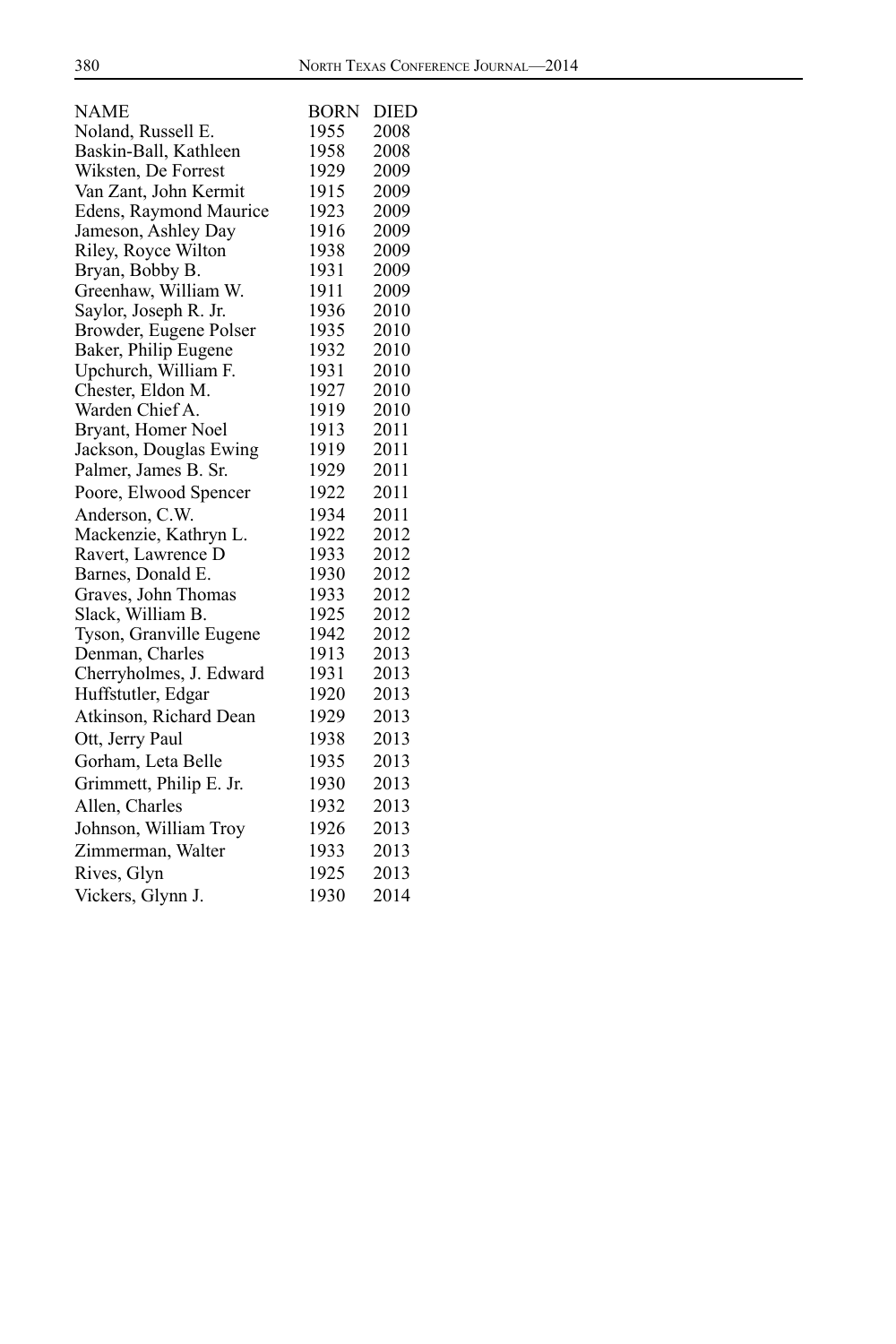| NAME | BORN | DIED |
|---|---|---|
| Noland, Russell E. | 1955 | 2008 |
| Baskin-Ball, Kathleen | 1958 | 2008 |
| Wiksten, De Forrest | 1929 | 2009 |
| Van Zant, John Kermit | 1915 | 2009 |
| Edens, Raymond Maurice | 1923 | 2009 |
| Jameson, Ashley Day | 1916 | 2009 |
| Riley, Royce Wilton | 1938 | 2009 |
| Bryan, Bobby B. | 1931 | 2009 |
| Greenhaw, William W. | 1911 | 2009 |
| Saylor, Joseph R. Jr. | 1936 | 2010 |
| Browder, Eugene Polser | 1935 | 2010 |
| Baker, Philip Eugene | 1932 | 2010 |
| Upchurch, William F. | 1931 | 2010 |
| Chester, Eldon M. | 1927 | 2010 |
| Warden Chief A. | 1919 | 2010 |
| Bryant, Homer Noel | 1913 | 2011 |
| Jackson, Douglas Ewing | 1919 | 2011 |
| Palmer, James B. Sr. | 1929 | 2011 |
| Poore, Elwood Spencer | 1922 | 2011 |
| Anderson, C.W. | 1934 | 2011 |
| Mackenzie, Kathryn L. | 1922 | 2012 |
| Ravert, Lawrence D | 1933 | 2012 |
| Barnes, Donald E. | 1930 | 2012 |
| Graves, John Thomas | 1933 | 2012 |
| Slack, William B. | 1925 | 2012 |
| Tyson, Granville Eugene | 1942 | 2012 |
| Denman, Charles | 1913 | 2013 |
| Cherryholmes, J. Edward | 1931 | 2013 |
| Huffstutler, Edgar | 1920 | 2013 |
| Atkinson, Richard Dean | 1929 | 2013 |
| Ott, Jerry Paul | 1938 | 2013 |
| Gorham, Leta Belle | 1935 | 2013 |
| Grimmett, Philip E. Jr. | 1930 | 2013 |
| Allen, Charles | 1932 | 2013 |
| Johnson, William Troy | 1926 | 2013 |
| Zimmerman, Walter | 1933 | 2013 |
| Rives, Glyn | 1925 | 2013 |
| Vickers, Glynn J. | 1930 | 2014 |